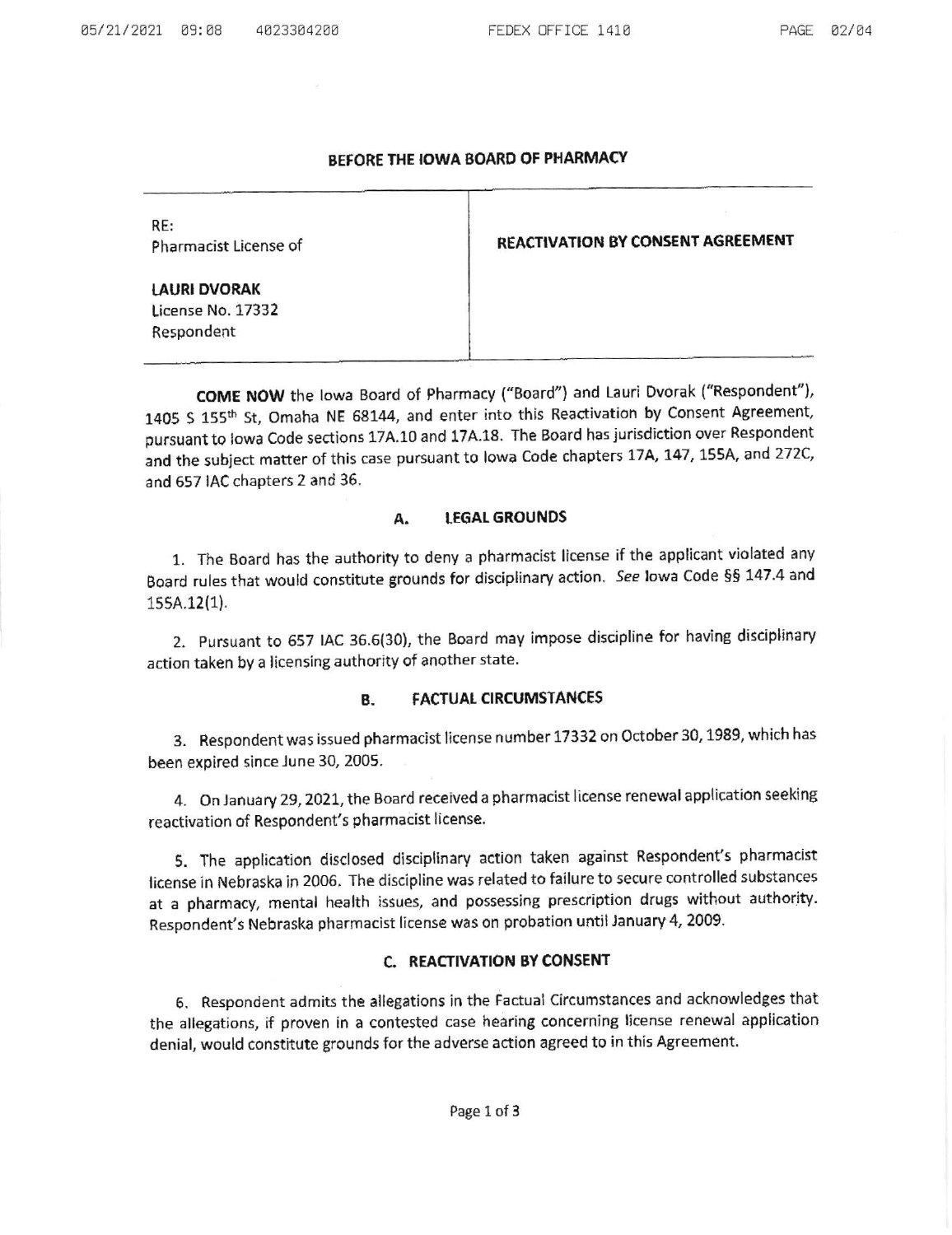## BEFORE THE IOWA BOARD OF PHARMACY

| RE: Pharmacist License of **LAURI DVORAK** License No. 17332 Respondent | **REACTIVATION BY CONSENT AGREEMENT** |
|---|---|

**COME NOW** the Iowa Board of Pharmacy ("Board") and Lauri Dvorak ("Respondent"), 1405 S 155th St, Omaha NE 68144, and enter into this Reactivation by Consent Agreement, pursuant to Iowa Code sections 17A.10 and 17A.18. The Board has jurisdiction over Respondent and the subject matter of this case pursuant to Iowa Code chapters 17A, 147, 155A, and 272C, and 657 IAC chapters 2 and 36.

### A. LEGAL GROUNDS

1. The Board has the authority to deny a pharmacist license if the applicant violated any Board rules that would constitute grounds for disciplinary action. *See* Iowa Code §§ 147.4 and 155A.12(1).

2. Pursuant to 657 IAC 36.6(30), the Board may impose discipline for having disciplinary action taken by a licensing authority of another state.

### B. FACTUAL CIRCUMSTANCES

3. Respondent was issued pharmacist license number 17332 on October 30, 1989, which has been expired since June 30, 2005.

4. On January 29, 2021, the Board received a pharmacist license renewal application seeking reactivation of Respondent's pharmacist license.

5. The application disclosed disciplinary action taken against Respondent's pharmacist license in Nebraska in 2006. The discipline was related to failure to secure controlled substances at a pharmacy, mental health issues, and possessing prescription drugs without authority. Respondent's Nebraska pharmacist license was on probation until January 4, 2009.

### C. REACTIVATION BY CONSENT

6. Respondent admits the allegations in the Factual Circumstances and acknowledges that the allegations, if proven in a contested case hearing concerning license renewal application denial, would constitute grounds for the adverse action agreed to in this Agreement.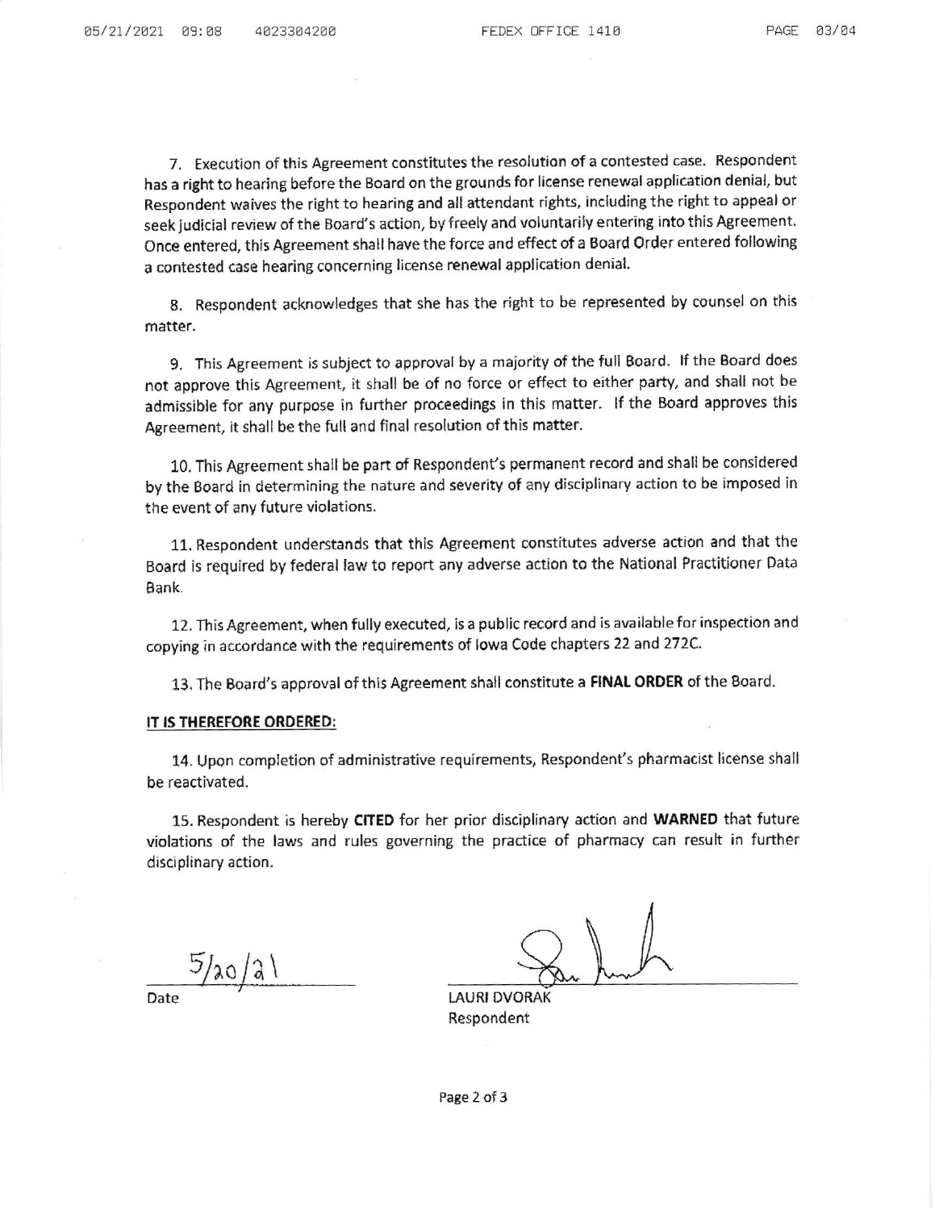7. Execution of this Agreement constitutes the resolution of a contested case. Respondent has a right to hearing before the Board on the grounds for license renewal application denial, but Respondent waives the right to hearing and all attendant rights, including the right to appeal or seek judicial review of the Board's action, by freely and voluntarily entering into this Agreement. Once entered, this Agreement shall have the force and effect of a Board Order entered following a contested case hearing concerning license renewal application denial.

8. Respondent acknowledges that she has the right to be represented by counsel on this matter.

9. This Agreement is subject to approval by a majority of the full Board. If the Board does not approve this Agreement, it shall be of no force or effect to either party, and shall not be admissible for any purpose in further proceedings in this matter. If the Board approves this Agreement, it shall be the full and final resolution of this matter.

10. This Agreement shall be part of Respondent's permanent record and shall be considered by the Board in determining the nature and severity of any disciplinary action to be imposed in the event of any future violations.

11. Respondent understands that this Agreement constitutes adverse action and that the Board is required by federal law to report any adverse action to the National Practitioner Data Bank.

12. This Agreement, when fully executed, is a public record and is available for inspection and copying in accordance with the requirements of Iowa Code chapters 22 and 272C.

13. The Board's approval of this Agreement shall constitute a **FINAL ORDER** of the Board.

**IT IS THEREFORE ORDERED:**

14. Upon completion of administrative requirements, Respondent's pharmacist license shall be reactivated.

15. Respondent is hereby **CITED** for her prior disciplinary action and **WARNED** that future violations of the laws and rules governing the practice of pharmacy can result in further disciplinary action.

5/20/21
Date

LAURI DVORAK
Respondent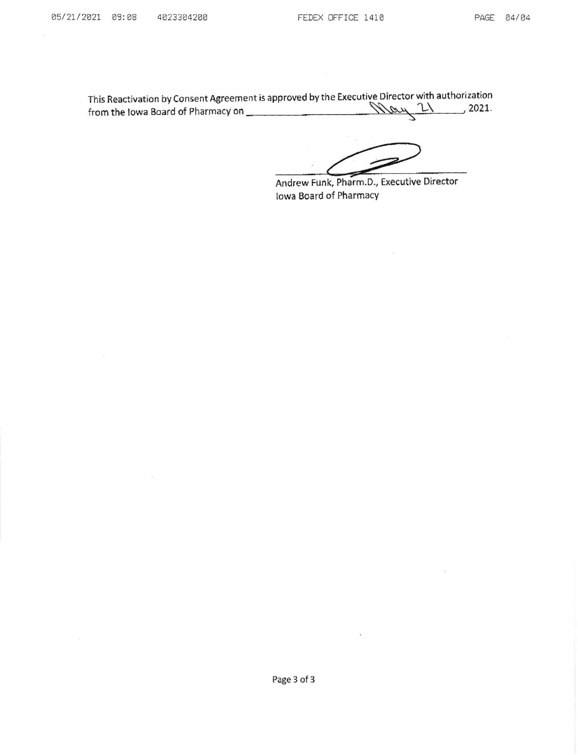This Reactivation by Consent Agreement is approved by the Executive Director with authorization from the Iowa Board of Pharmacy on May 21, 2021.

Andrew Funk, Pharm.D., Executive Director
Iowa Board of Pharmacy